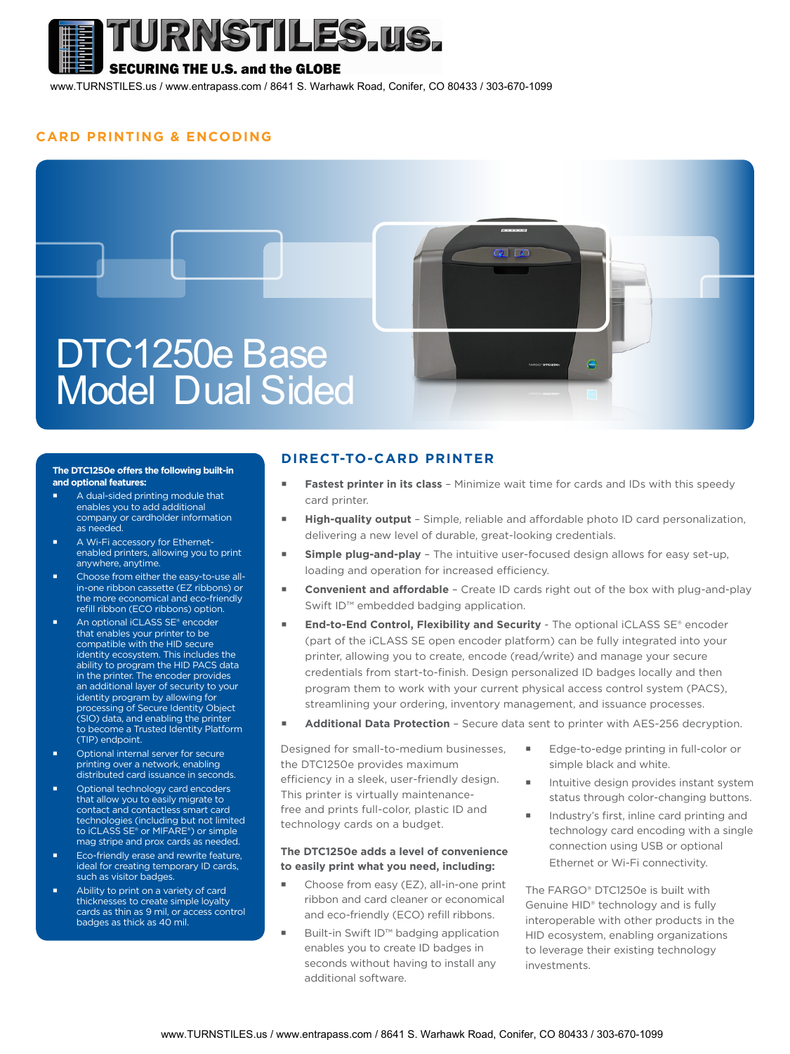# TURNSTILES.us

SECURING THE U.S. and the GLOBE

www.TURNSTILES.us / www.entrapass.com / 8641 S. Warhawk Road, Conifer, CO 80433 / 303-670-1099

## CARD PRINTING & ENCODING

# DTC1250e Base Model Dual Sided

**The DTC1250e offers the following built-in and optional features:**

- A dual-sided printing module that enables you to add additional company or cardholder information as needed.
- A Wi-Fi accessory for Ethernet-enabled printers, allowing you to print anywhere, anytime.
- Choose from either the easy-to-use all-in-one ribbon cassette (EZ ribbons) or the more economical and eco-friendly refill ribbon (ECO ribbons) option.
- An optional iCLASS SE® encoder that enables your printer to be compatible with the HID secure identity ecosystem. This includes the ability to program the HID PACS data in the printer. The encoder provides an additional layer of security to your identity program by allowing for processing of Secure Identity Object (SIO) data, and enabling the printer to become a Trusted Identity Platform (TIP) endpoint.
- Optional internal server for secure printing over a network, enabling distributed card issuance in seconds.
- Optional technology card encoders that allow you to easily migrate to contact and contactless smart card technologies (including but not limited to iCLASS SE® or MIFARE®) or simple mag stripe and prox cards as needed.
- Eco-friendly erase and rewrite feature, ideal for creating temporary ID cards, such as visitor badges.
- Ability to print on a variety of card thicknesses to create simple loyalty cards as thin as 9 mil, or access control badges as thick as 40 mil.

## DIRECT-TO-CARD PRINTER

- **Fastest printer in its class** – Minimize wait time for cards and IDs with this speedy card printer.
- **High-quality output** – Simple, reliable and affordable photo ID card personalization, delivering a new level of durable, great-looking credentials.
- **Simple plug-and-play** – The intuitive user-focused design allows for easy set-up, loading and operation for increased efficiency.
- **Convenient and affordable** – Create ID cards right out of the box with plug-and-play Swift ID™ embedded badging application.
- **End-to-End Control, Flexibility and Security** - The optional iCLASS SE® encoder (part of the iCLASS SE open encoder platform) can be fully integrated into your printer, allowing you to create, encode (read/write) and manage your secure credentials from start-to-finish. Design personalized ID badges locally and then program them to work with your current physical access control system (PACS), streamlining your ordering, inventory management, and issuance processes.
- **Additional Data Protection** – Secure data sent to printer with AES-256 decryption.

Designed for small-to-medium businesses, the DTC1250e provides maximum efficiency in a sleek, user-friendly design. This printer is virtually maintenance-free and prints full-color, plastic ID and technology cards on a budget.

**The DTC1250e adds a level of convenience to easily print what you need, including:**

- Choose from easy (EZ), all-in-one print ribbon and card cleaner or economical and eco-friendly (ECO) refill ribbons.
- Built-in Swift ID™ badging application enables you to create ID badges in seconds without having to install any additional software.
- Edge-to-edge printing in full-color or simple black and white.
- Intuitive design provides instant system status through color-changing buttons.
- Industry's first, inline card printing and technology card encoding with a single connection using USB or optional Ethernet or Wi-Fi connectivity.

The FARGO® DTC1250e is built with Genuine HID® technology and is fully interoperable with other products in the HID ecosystem, enabling organizations to leverage their existing technology investments.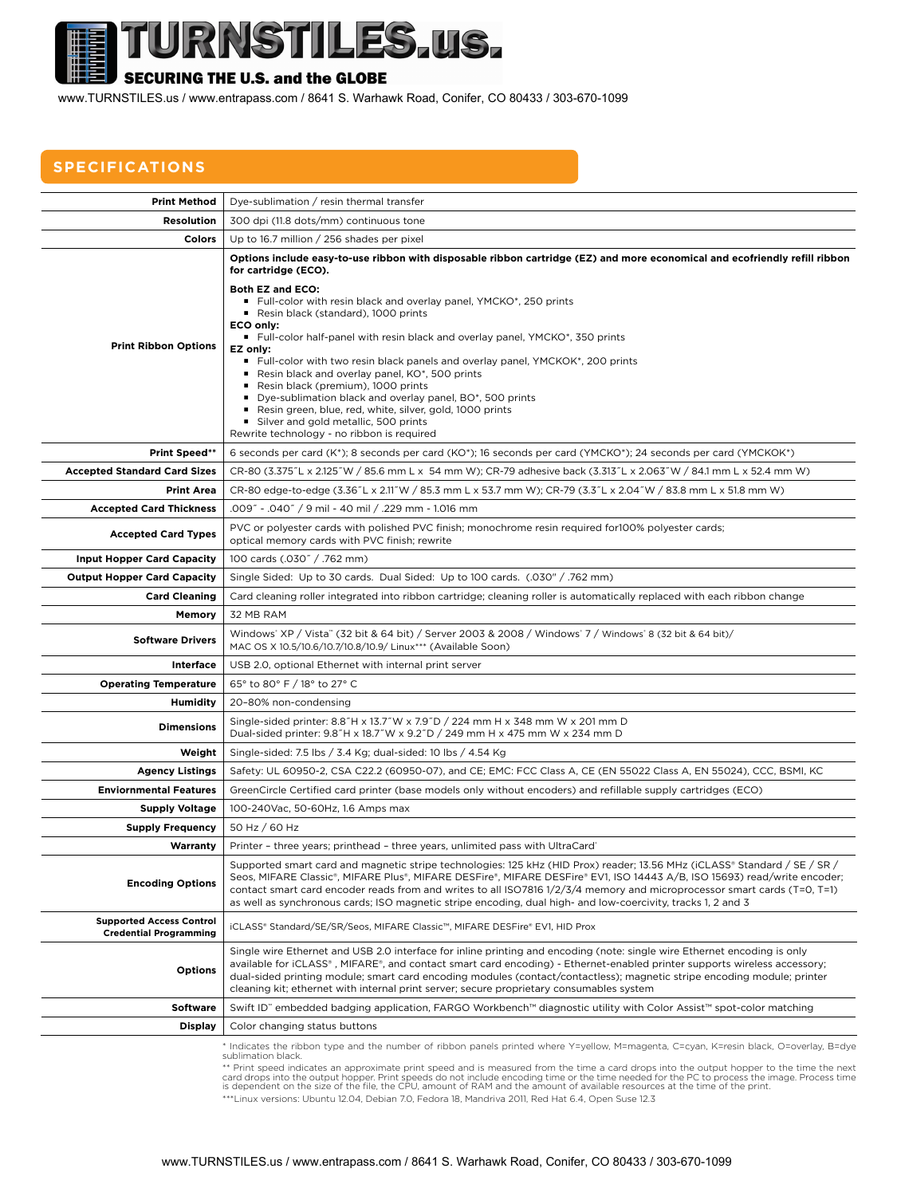# TURNSTILES.us

**SECURING THE U.S. and the GLOBE**

www.TURNSTILES.us / www.entrapass.com / 8641 S. Warhawk Road, Conifer, CO 80433 / 303-670-1099

## SPECIFICATIONS

| | |
|---|---|
| **Print Method** | Dye-sublimation / resin thermal transfer |
| **Resolution** | 300 dpi (11.8 dots/mm) continuous tone |
| **Colors** | Up to 16.7 million / 256 shades per pixel |
| **Print Ribbon Options** | **Options include easy-to-use ribbon with disposable ribbon cartridge (EZ) and more economical and ecofriendly refill ribbon for cartridge (ECO).**<br>**Both EZ and ECO:**<br>▪ Full-color with resin black and overlay panel, YMCKO*, 250 prints<br>▪ Resin black (standard), 1000 prints<br>**ECO only:**<br>▪ Full-color half-panel with resin black and overlay panel, YMCKO*, 350 prints<br>**EZ only:**<br>▪ Full-color with two resin black panels and overlay panel, YMCKOK*, 200 prints<br>▪ Resin black and overlay panel, KO*, 500 prints<br>▪ Resin black (premium), 1000 prints<br>▪ Dye-sublimation black and overlay panel, BO*, 500 prints<br>▪ Resin green, blue, red, white, silver, gold, 1000 prints<br>▪ Silver and gold metallic, 500 prints<br>Rewrite technology - no ribbon is required |
| **Print Speed**** | 6 seconds per card (K*); 8 seconds per card (KO*); 16 seconds per card (YMCKO*); 24 seconds per card (YMCKOK*) |
| **Accepted Standard Card Sizes** | CR-80 (3.375˝L x 2.125˝W / 85.6 mm L x 54 mm W); CR-79 adhesive back (3.313˝L x 2.063˝W / 84.1 mm L x 52.4 mm W) |
| **Print Area** | CR-80 edge-to-edge (3.36˝L x 2.11˝W / 85.3 mm L x 53.7 mm W); CR-79 (3.3˝L x 2.04˝W / 83.8 mm L x 51.8 mm W) |
| **Accepted Card Thickness** | .009˝ - .040˝ / 9 mil - 40 mil / .229 mm - 1.016 mm |
| **Accepted Card Types** | PVC or polyester cards with polished PVC finish; monochrome resin required for100% polyester cards; optical memory cards with PVC finish; rewrite |
| **Input Hopper Card Capacity** | 100 cards (.030˝ / .762 mm) |
| **Output Hopper Card Capacity** | Single Sided: Up to 30 cards. Dual Sided: Up to 100 cards. (.030" / .762 mm) |
| **Card Cleaning** | Card cleaning roller integrated into ribbon cartridge; cleaning roller is automatically replaced with each ribbon change |
| **Memory** | 32 MB RAM |
| **Software Drivers** | Windows® XP / Vista™ (32 bit & 64 bit) / Server 2003 & 2008 / Windows® 7 / Windows® 8 (32 bit & 64 bit)/ MAC OS X 10.5/10.6/10.7/10.8/10.9/ Linux*** (Available Soon) |
| **Interface** | USB 2.0, optional Ethernet with internal print server |
| **Operating Temperature** | 65° to 80° F / 18° to 27° C |
| **Humidity** | 20–80% non-condensing |
| **Dimensions** | Single-sided printer: 8.8˝H x 13.7˝W x 7.9˝D / 224 mm H x 348 mm W x 201 mm D<br>Dual-sided printer: 9.8˝H x 18.7˝W x 9.2˝D / 249 mm H x 475 mm W x 234 mm D |
| **Weight** | Single-sided: 7.5 lbs / 3.4 Kg; dual-sided: 10 lbs / 4.54 Kg |
| **Agency Listings** | Safety: UL 60950-2, CSA C22.2 (60950-07), and CE; EMC: FCC Class A, CE (EN 55022 Class A, EN 55024), CCC, BSMI, KC |
| **Enviornmental Features** | GreenCircle Certified card printer (base models only without encoders) and refillable supply cartridges (ECO) |
| **Supply Voltage** | 100-240Vac, 50-60Hz, 1.6 Amps max |
| **Supply Frequency** | 50 Hz / 60 Hz |
| **Warranty** | Printer – three years; printhead – three years, unlimited pass with UltraCard® |
| **Encoding Options** | Supported smart card and magnetic stripe technologies: 125 kHz (HID Prox) reader; 13.56 MHz (iCLASS® Standard / SE / SR / Seos, MIFARE Classic®, MIFARE Plus®, MIFARE DESFire®, MIFARE DESFire® EV1, ISO 14443 A/B, ISO 15693) read/write encoder; contact smart card encoder reads from and writes to all ISO7816 1/2/3/4 memory and microprocessor smart cards (T=0, T=1) as well as synchronous cards; ISO magnetic stripe encoding, dual high- and low-coercivity, tracks 1, 2 and 3 |
| **Supported Access Control Credential Programming** | iCLASS® Standard/SE/SR/Seos, MIFARE Classic™, MIFARE DESFire® EV1, HID Prox |
| **Options** | Single wire Ethernet and USB 2.0 interface for inline printing and encoding (note: single wire Ethernet encoding is only available for iCLASS®, MIFARE®, and contact smart card encoding) - Ethernet-enabled printer supports wireless accessory; dual-sided printing module; smart card encoding modules (contact/contactless); magnetic stripe encoding module; printer cleaning kit; ethernet with internal print server; secure proprietary consumables system |
| **Software** | Swift ID™ embedded badging application, FARGO Workbench™ diagnostic utility with Color Assist™ spot-color matching |
| **Display** | Color changing status buttons |

\* Indicates the ribbon type and the number of ribbon panels printed where Y=yellow, M=magenta, C=cyan, K=resin black, O=overlay, B=dye sublimation black.

** Print speed indicates an approximate print speed and is measured from the time a card drops into the output hopper to the time the next card drops into the output hopper. Print speeds do not include encoding time or the time needed for the PC to process the image. Process time is dependent on the size of the file, the CPU, amount of RAM and the amount of available resources at the time of the print.

***Linux versions: Ubuntu 12.04, Debian 7.0, Fedora 18, Mandriva 2011, Red Hat 6.4, Open Suse 12.3

www.TURNSTILES.us / www.entrapass.com / 8641 S. Warhawk Road, Conifer, CO 80433 / 303-670-1099